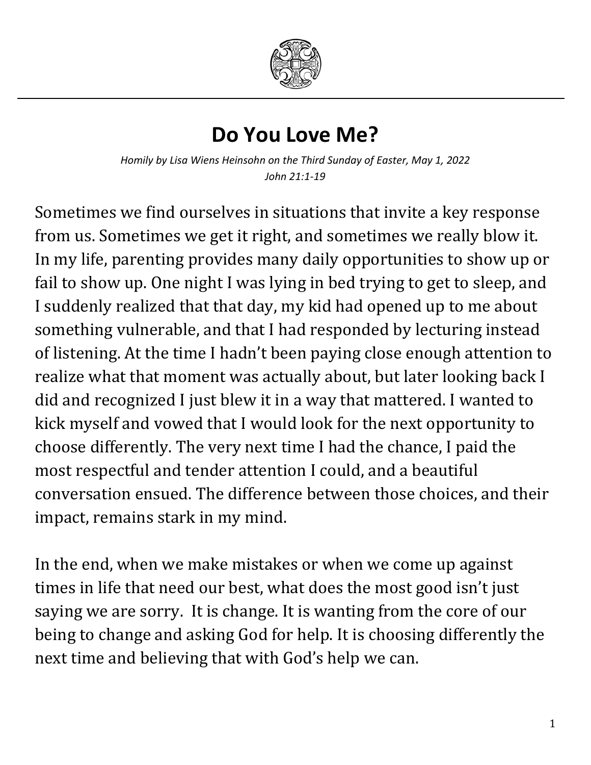# Do You Love Me?

*Homily by Lisa Wiens Heinsohn on the Third Sunday of Easter, May 1, 2022*
*John 21:1-19*

Sometimes we find ourselves in situations that invite a key response from us. Sometimes we get it right, and sometimes we really blow it. In my life, parenting provides many daily opportunities to show up or fail to show up. One night I was lying in bed trying to get to sleep, and I suddenly realized that that day, my kid had opened up to me about something vulnerable, and that I had responded by lecturing instead of listening. At the time I hadn't been paying close enough attention to realize what that moment was actually about, but later looking back I did and recognized I just blew it in a way that mattered. I wanted to kick myself and vowed that I would look for the next opportunity to choose differently. The very next time I had the chance, I paid the most respectful and tender attention I could, and a beautiful conversation ensued. The difference between those choices, and their impact, remains stark in my mind.

In the end, when we make mistakes or when we come up against times in life that need our best, what does the most good isn't just saying we are sorry. It is change. It is wanting from the core of our being to change and asking God for help. It is choosing differently the next time and believing that with God's help we can.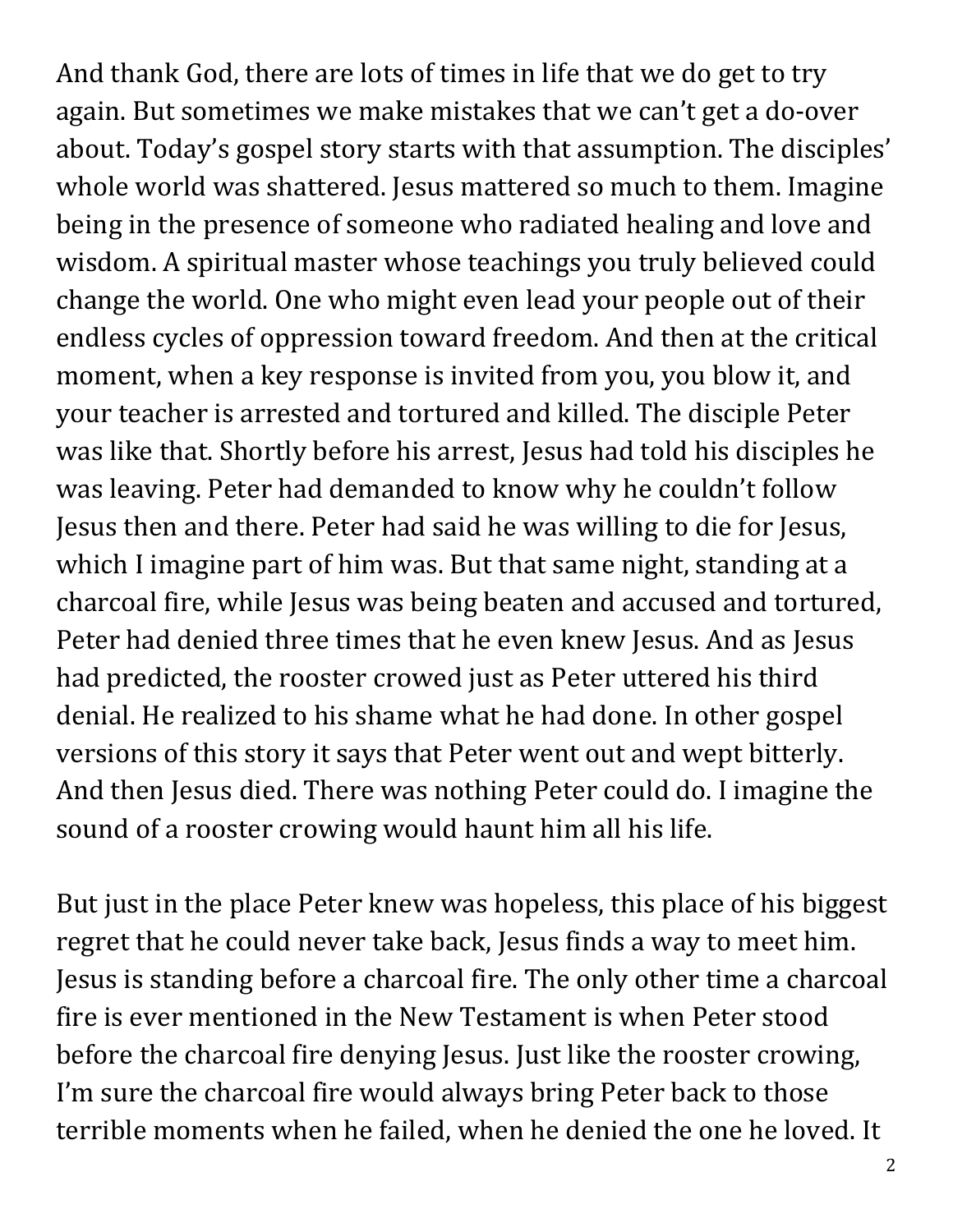And thank God, there are lots of times in life that we do get to try again. But sometimes we make mistakes that we can't get a do-over about. Today's gospel story starts with that assumption. The disciples' whole world was shattered. Jesus mattered so much to them. Imagine being in the presence of someone who radiated healing and love and wisdom. A spiritual master whose teachings you truly believed could change the world. One who might even lead your people out of their endless cycles of oppression toward freedom. And then at the critical moment, when a key response is invited from you, you blow it, and your teacher is arrested and tortured and killed. The disciple Peter was like that. Shortly before his arrest, Jesus had told his disciples he was leaving. Peter had demanded to know why he couldn't follow Jesus then and there. Peter had said he was willing to die for Jesus, which I imagine part of him was. But that same night, standing at a charcoal fire, while Jesus was being beaten and accused and tortured, Peter had denied three times that he even knew Jesus. And as Jesus had predicted, the rooster crowed just as Peter uttered his third denial. He realized to his shame what he had done. In other gospel versions of this story it says that Peter went out and wept bitterly. And then Jesus died. There was nothing Peter could do. I imagine the sound of a rooster crowing would haunt him all his life.

But just in the place Peter knew was hopeless, this place of his biggest regret that he could never take back, Jesus finds a way to meet him. Jesus is standing before a charcoal fire. The only other time a charcoal fire is ever mentioned in the New Testament is when Peter stood before the charcoal fire denying Jesus. Just like the rooster crowing, I'm sure the charcoal fire would always bring Peter back to those terrible moments when he failed, when he denied the one he loved. It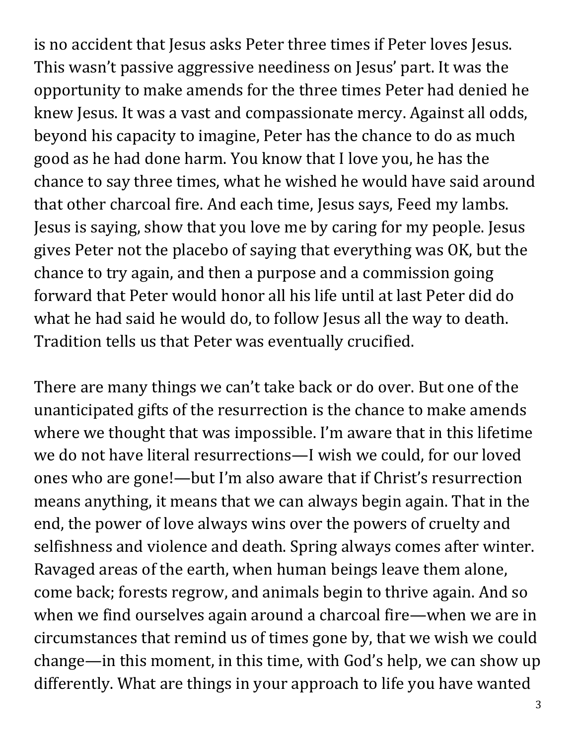is no accident that Jesus asks Peter three times if Peter loves Jesus. This wasn't passive aggressive neediness on Jesus' part. It was the opportunity to make amends for the three times Peter had denied he knew Jesus. It was a vast and compassionate mercy. Against all odds, beyond his capacity to imagine, Peter has the chance to do as much good as he had done harm. You know that I love you, he has the chance to say three times, what he wished he would have said around that other charcoal fire. And each time, Jesus says, Feed my lambs. Jesus is saying, show that you love me by caring for my people. Jesus gives Peter not the placebo of saying that everything was OK, but the chance to try again, and then a purpose and a commission going forward that Peter would honor all his life until at last Peter did do what he had said he would do, to follow Jesus all the way to death. Tradition tells us that Peter was eventually crucified.

There are many things we can't take back or do over. But one of the unanticipated gifts of the resurrection is the chance to make amends where we thought that was impossible. I'm aware that in this lifetime we do not have literal resurrections—I wish we could, for our loved ones who are gone!—but I'm also aware that if Christ's resurrection means anything, it means that we can always begin again. That in the end, the power of love always wins over the powers of cruelty and selfishness and violence and death. Spring always comes after winter. Ravaged areas of the earth, when human beings leave them alone, come back; forests regrow, and animals begin to thrive again. And so when we find ourselves again around a charcoal fire—when we are in circumstances that remind us of times gone by, that we wish we could change—in this moment, in this time, with God's help, we can show up differently. What are things in your approach to life you have wanted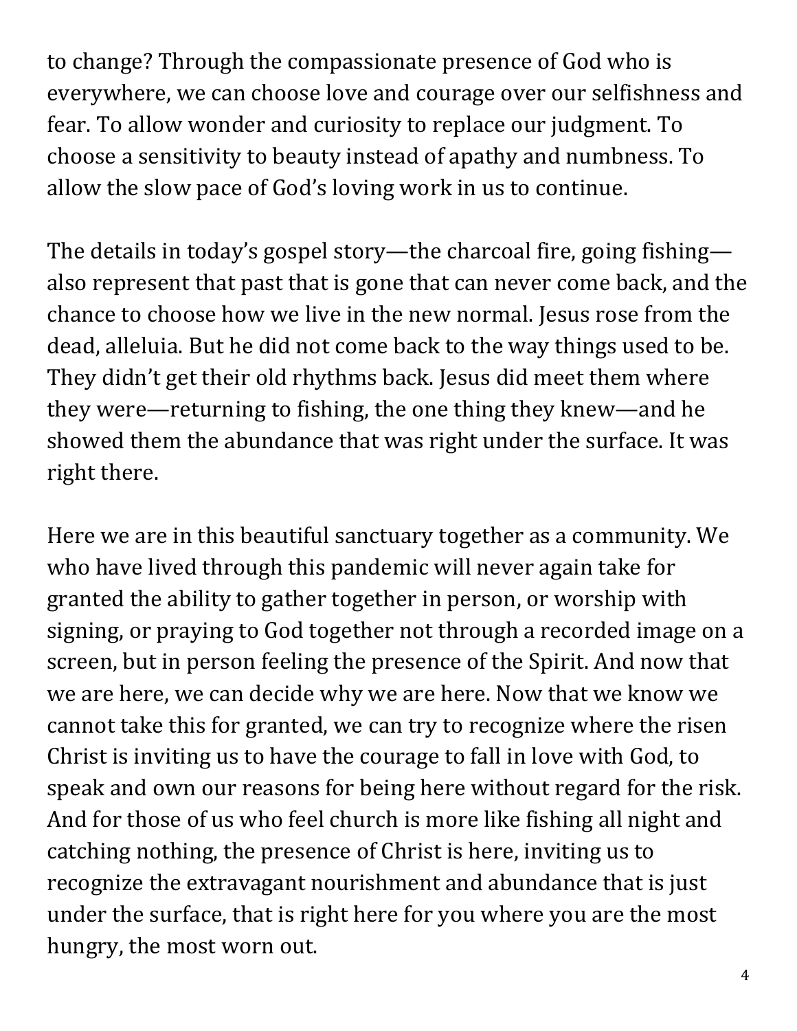to change? Through the compassionate presence of God who is everywhere, we can choose love and courage over our selfishness and fear. To allow wonder and curiosity to replace our judgment. To choose a sensitivity to beauty instead of apathy and numbness. To allow the slow pace of God's loving work in us to continue.

The details in today's gospel story—the charcoal fire, going fishing—also represent that past that is gone that can never come back, and the chance to choose how we live in the new normal. Jesus rose from the dead, alleluia. But he did not come back to the way things used to be. They didn't get their old rhythms back. Jesus did meet them where they were—returning to fishing, the one thing they knew—and he showed them the abundance that was right under the surface. It was right there.

Here we are in this beautiful sanctuary together as a community. We who have lived through this pandemic will never again take for granted the ability to gather together in person, or worship with signing, or praying to God together not through a recorded image on a screen, but in person feeling the presence of the Spirit. And now that we are here, we can decide why we are here. Now that we know we cannot take this for granted, we can try to recognize where the risen Christ is inviting us to have the courage to fall in love with God, to speak and own our reasons for being here without regard for the risk. And for those of us who feel church is more like fishing all night and catching nothing, the presence of Christ is here, inviting us to recognize the extravagant nourishment and abundance that is just under the surface, that is right here for you where you are the most hungry, the most worn out.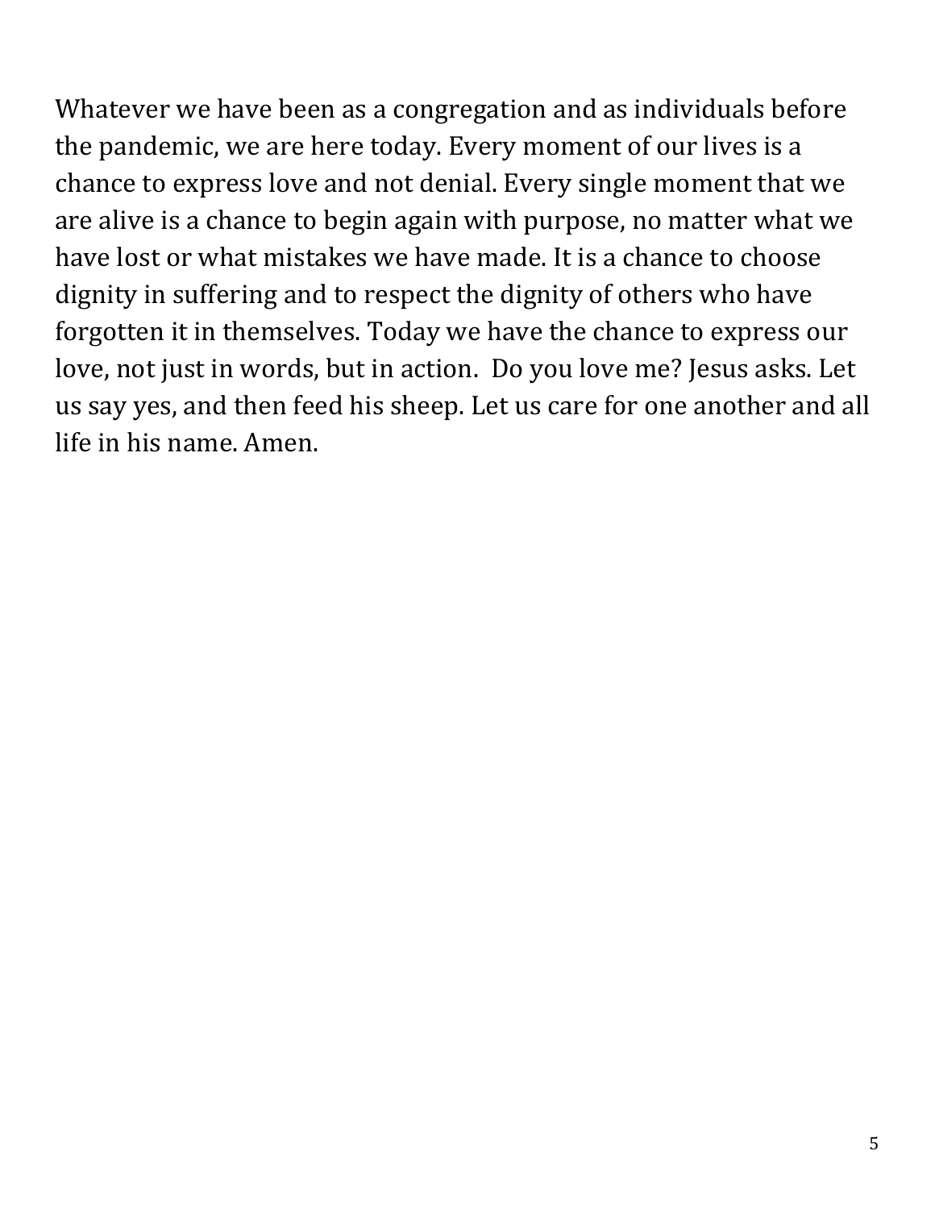Whatever we have been as a congregation and as individuals before the pandemic, we are here today. Every moment of our lives is a chance to express love and not denial. Every single moment that we are alive is a chance to begin again with purpose, no matter what we have lost or what mistakes we have made. It is a chance to choose dignity in suffering and to respect the dignity of others who have forgotten it in themselves. Today we have the chance to express our love, not just in words, but in action. Do you love me? Jesus asks. Let us say yes, and then feed his sheep. Let us care for one another and all life in his name. Amen.